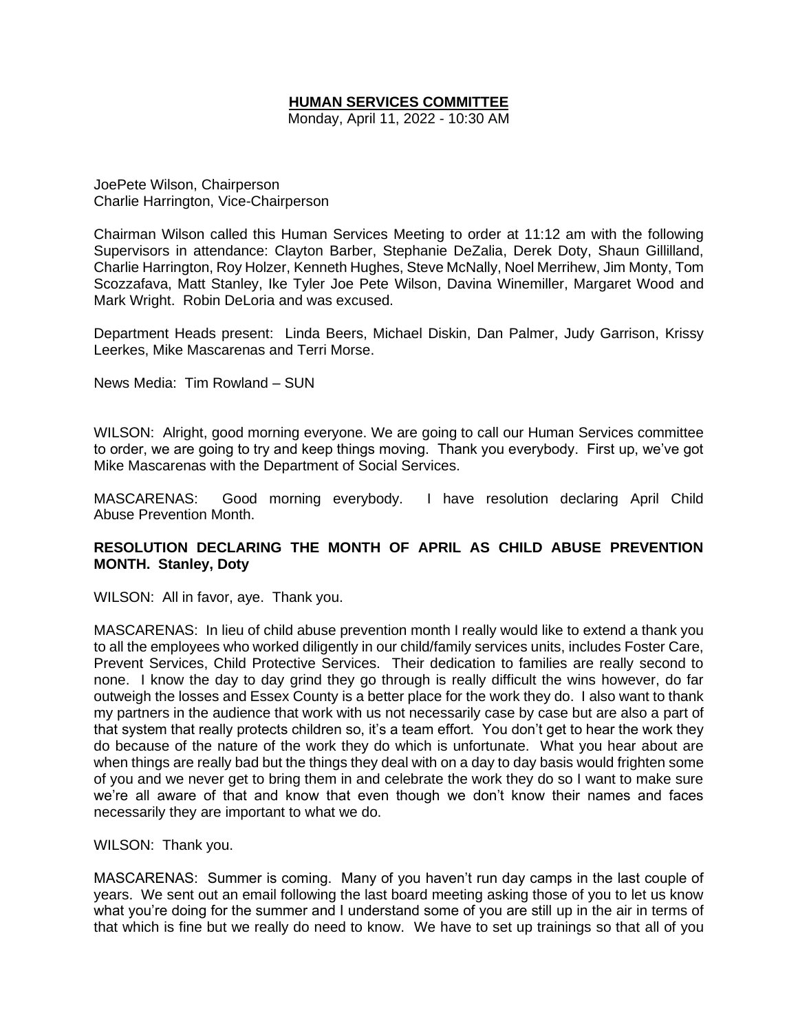# HUMAN SERVICES COMMITTEE

Monday, April 11, 2022 - 10:30 AM

JoePete Wilson, Chairperson
Charlie Harrington, Vice-Chairperson

Chairman Wilson called this Human Services Meeting to order at 11:12 am with the following Supervisors in attendance: Clayton Barber, Stephanie DeZalia, Derek Doty, Shaun Gillilland, Charlie Harrington, Roy Holzer, Kenneth Hughes, Steve McNally, Noel Merrihew, Jim Monty, Tom Scozzafava, Matt Stanley, Ike Tyler Joe Pete Wilson, Davina Winemiller, Margaret Wood and Mark Wright. Robin DeLoria and was excused.

Department Heads present: Linda Beers, Michael Diskin, Dan Palmer, Judy Garrison, Krissy Leerkes, Mike Mascarenas and Terri Morse.

News Media: Tim Rowland – SUN

WILSON: Alright, good morning everyone. We are going to call our Human Services committee to order, we are going to try and keep things moving. Thank you everybody. First up, we've got Mike Mascarenas with the Department of Social Services.

MASCARENAS: Good morning everybody. I have resolution declaring April Child Abuse Prevention Month.

**RESOLUTION DECLARING THE MONTH OF APRIL AS CHILD ABUSE PREVENTION MONTH. Stanley, Doty**

WILSON: All in favor, aye. Thank you.

MASCARENAS: In lieu of child abuse prevention month I really would like to extend a thank you to all the employees who worked diligently in our child/family services units, includes Foster Care, Prevent Services, Child Protective Services. Their dedication to families are really second to none. I know the day to day grind they go through is really difficult the wins however, do far outweigh the losses and Essex County is a better place for the work they do. I also want to thank my partners in the audience that work with us not necessarily case by case but are also a part of that system that really protects children so, it's a team effort. You don't get to hear the work they do because of the nature of the work they do which is unfortunate. What you hear about are when things are really bad but the things they deal with on a day to day basis would frighten some of you and we never get to bring them in and celebrate the work they do so I want to make sure we're all aware of that and know that even though we don't know their names and faces necessarily they are important to what we do.

WILSON: Thank you.

MASCARENAS: Summer is coming. Many of you haven't run day camps in the last couple of years. We sent out an email following the last board meeting asking those of you to let us know what you're doing for the summer and I understand some of you are still up in the air in terms of that which is fine but we really do need to know. We have to set up trainings so that all of you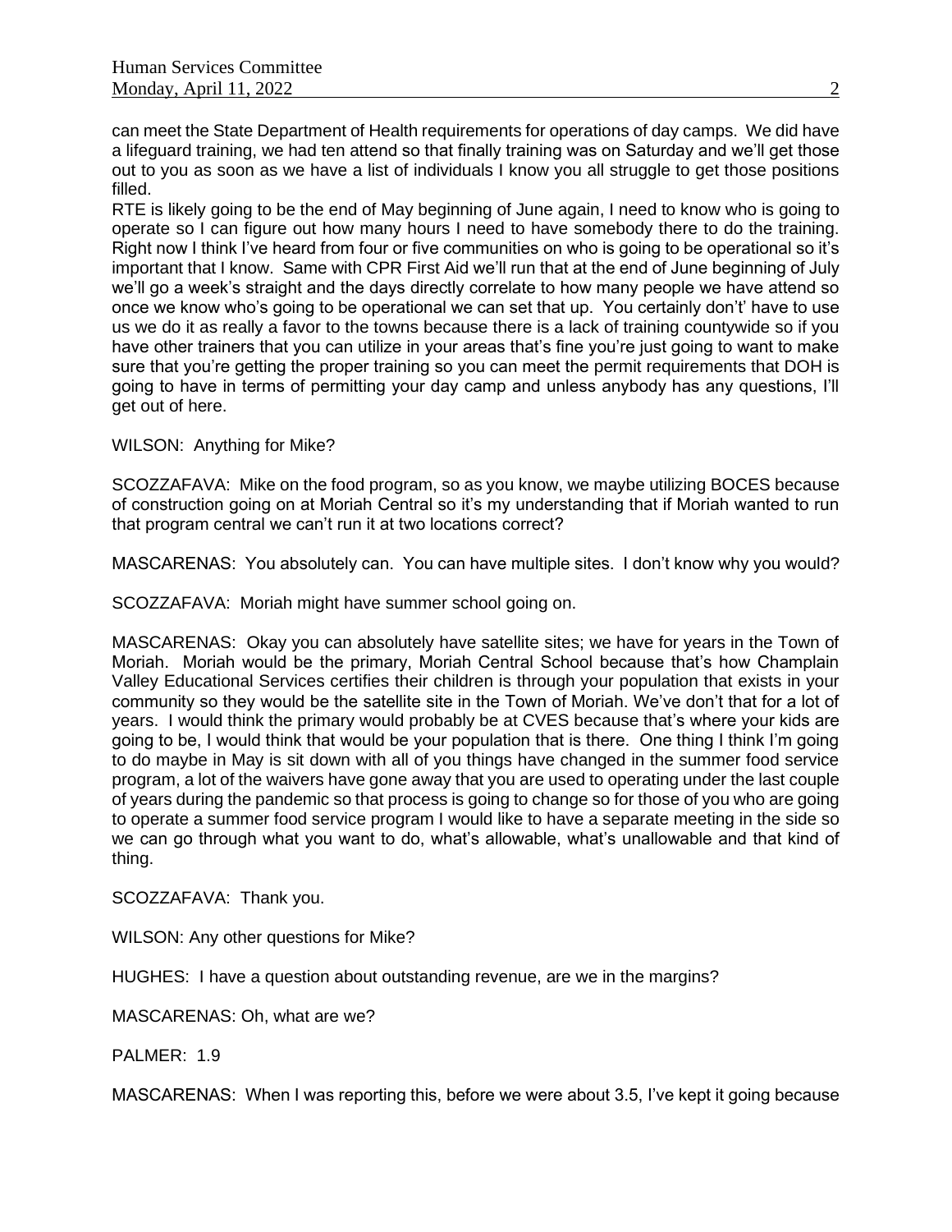can meet the State Department of Health requirements for operations of day camps. We did have a lifeguard training, we had ten attend so that finally training was on Saturday and we'll get those out to you as soon as we have a list of individuals I know you all struggle to get those positions filled.

RTE is likely going to be the end of May beginning of June again, I need to know who is going to operate so I can figure out how many hours I need to have somebody there to do the training. Right now I think I've heard from four or five communities on who is going to be operational so it's important that I know. Same with CPR First Aid we'll run that at the end of June beginning of July we'll go a week's straight and the days directly correlate to how many people we have attend so once we know who's going to be operational we can set that up. You certainly don't' have to use us we do it as really a favor to the towns because there is a lack of training countywide so if you have other trainers that you can utilize in your areas that's fine you're just going to want to make sure that you're getting the proper training so you can meet the permit requirements that DOH is going to have in terms of permitting your day camp and unless anybody has any questions, I'll get out of here.

WILSON: Anything for Mike?

SCOZZAFAVA: Mike on the food program, so as you know, we maybe utilizing BOCES because of construction going on at Moriah Central so it's my understanding that if Moriah wanted to run that program central we can't run it at two locations correct?

MASCARENAS: You absolutely can. You can have multiple sites. I don't know why you would?

SCOZZAFAVA: Moriah might have summer school going on.

MASCARENAS: Okay you can absolutely have satellite sites; we have for years in the Town of Moriah. Moriah would be the primary, Moriah Central School because that's how Champlain Valley Educational Services certifies their children is through your population that exists in your community so they would be the satellite site in the Town of Moriah. We've don't that for a lot of years. I would think the primary would probably be at CVES because that's where your kids are going to be, I would think that would be your population that is there. One thing I think I'm going to do maybe in May is sit down with all of you things have changed in the summer food service program, a lot of the waivers have gone away that you are used to operating under the last couple of years during the pandemic so that process is going to change so for those of you who are going to operate a summer food service program I would like to have a separate meeting in the side so we can go through what you want to do, what's allowable, what's unallowable and that kind of thing.

SCOZZAFAVA: Thank you.

WILSON: Any other questions for Mike?

HUGHES: I have a question about outstanding revenue, are we in the margins?

MASCARENAS: Oh, what are we?

PALMER: 1.9

MASCARENAS: When I was reporting this, before we were about 3.5, I've kept it going because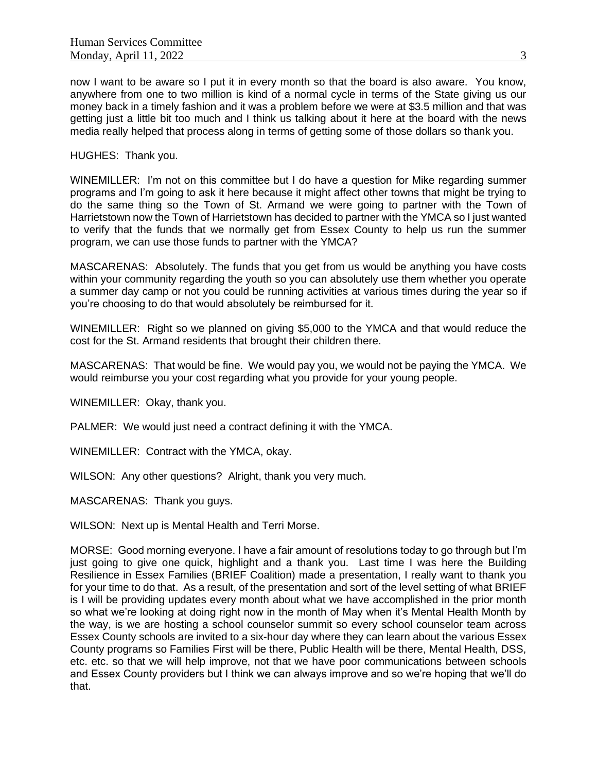now I want to be aware so I put it in every month so that the board is also aware. You know, anywhere from one to two million is kind of a normal cycle in terms of the State giving us our money back in a timely fashion and it was a problem before we were at $3.5 million and that was getting just a little bit too much and I think us talking about it here at the board with the news media really helped that process along in terms of getting some of those dollars so thank you.

HUGHES: Thank you.

WINEMILLER: I'm not on this committee but I do have a question for Mike regarding summer programs and I'm going to ask it here because it might affect other towns that might be trying to do the same thing so the Town of St. Armand we were going to partner with the Town of Harrietstown now the Town of Harrietstown has decided to partner with the YMCA so I just wanted to verify that the funds that we normally get from Essex County to help us run the summer program, we can use those funds to partner with the YMCA?

MASCARENAS: Absolutely. The funds that you get from us would be anything you have costs within your community regarding the youth so you can absolutely use them whether you operate a summer day camp or not you could be running activities at various times during the year so if you're choosing to do that would absolutely be reimbursed for it.

WINEMILLER: Right so we planned on giving $5,000 to the YMCA and that would reduce the cost for the St. Armand residents that brought their children there.

MASCARENAS: That would be fine. We would pay you, we would not be paying the YMCA. We would reimburse you your cost regarding what you provide for your young people.

WINEMILLER: Okay, thank you.

PALMER: We would just need a contract defining it with the YMCA.

WINEMILLER: Contract with the YMCA, okay.

WILSON: Any other questions? Alright, thank you very much.

MASCARENAS: Thank you guys.

WILSON: Next up is Mental Health and Terri Morse.

MORSE: Good morning everyone. I have a fair amount of resolutions today to go through but I'm just going to give one quick, highlight and a thank you. Last time I was here the Building Resilience in Essex Families (BRIEF Coalition) made a presentation, I really want to thank you for your time to do that. As a result, of the presentation and sort of the level setting of what BRIEF is I will be providing updates every month about what we have accomplished in the prior month so what we're looking at doing right now in the month of May when it's Mental Health Month by the way, is we are hosting a school counselor summit so every school counselor team across Essex County schools are invited to a six-hour day where they can learn about the various Essex County programs so Families First will be there, Public Health will be there, Mental Health, DSS, etc. etc. so that we will help improve, not that we have poor communications between schools and Essex County providers but I think we can always improve and so we're hoping that we'll do that.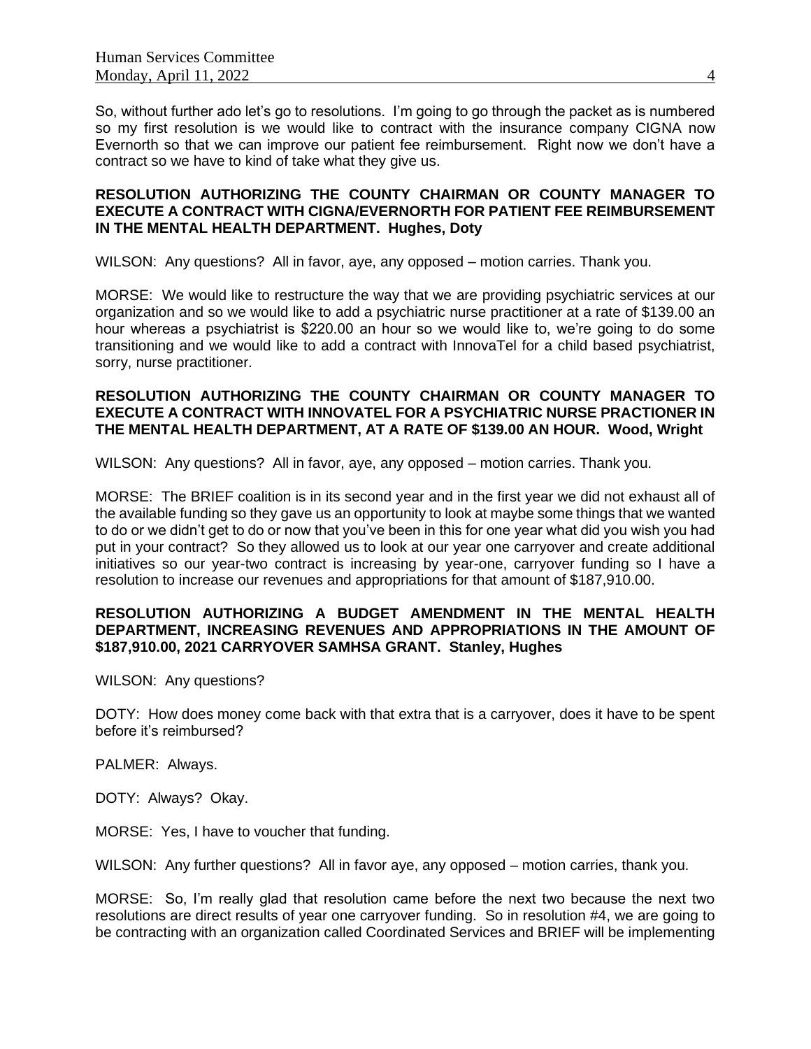So, without further ado let's go to resolutions. I'm going to go through the packet as is numbered so my first resolution is we would like to contract with the insurance company CIGNA now Evernorth so that we can improve our patient fee reimbursement. Right now we don't have a contract so we have to kind of take what they give us.

**RESOLUTION AUTHORIZING THE COUNTY CHAIRMAN OR COUNTY MANAGER TO EXECUTE A CONTRACT WITH CIGNA/EVERNORTH FOR PATIENT FEE REIMBURSEMENT IN THE MENTAL HEALTH DEPARTMENT. Hughes, Doty**

WILSON: Any questions? All in favor, aye, any opposed – motion carries. Thank you.

MORSE: We would like to restructure the way that we are providing psychiatric services at our organization and so we would like to add a psychiatric nurse practitioner at a rate of $139.00 an hour whereas a psychiatrist is $220.00 an hour so we would like to, we're going to do some transitioning and we would like to add a contract with InnovaTel for a child based psychiatrist, sorry, nurse practitioner.

**RESOLUTION AUTHORIZING THE COUNTY CHAIRMAN OR COUNTY MANAGER TO EXECUTE A CONTRACT WITH INNOVATEL FOR A PSYCHIATRIC NURSE PRACTIONER IN THE MENTAL HEALTH DEPARTMENT, AT A RATE OF $139.00 AN HOUR. Wood, Wright**

WILSON: Any questions? All in favor, aye, any opposed – motion carries. Thank you.

MORSE: The BRIEF coalition is in its second year and in the first year we did not exhaust all of the available funding so they gave us an opportunity to look at maybe some things that we wanted to do or we didn't get to do or now that you've been in this for one year what did you wish you had put in your contract? So they allowed us to look at our year one carryover and create additional initiatives so our year-two contract is increasing by year-one, carryover funding so I have a resolution to increase our revenues and appropriations for that amount of $187,910.00.

**RESOLUTION AUTHORIZING A BUDGET AMENDMENT IN THE MENTAL HEALTH DEPARTMENT, INCREASING REVENUES AND APPROPRIATIONS IN THE AMOUNT OF $187,910.00, 2021 CARRYOVER SAMHSA GRANT. Stanley, Hughes**

WILSON: Any questions?

DOTY: How does money come back with that extra that is a carryover, does it have to be spent before it's reimbursed?

PALMER: Always.

DOTY: Always? Okay.

MORSE: Yes, I have to voucher that funding.

WILSON: Any further questions? All in favor aye, any opposed – motion carries, thank you.

MORSE: So, I'm really glad that resolution came before the next two because the next two resolutions are direct results of year one carryover funding. So in resolution #4, we are going to be contracting with an organization called Coordinated Services and BRIEF will be implementing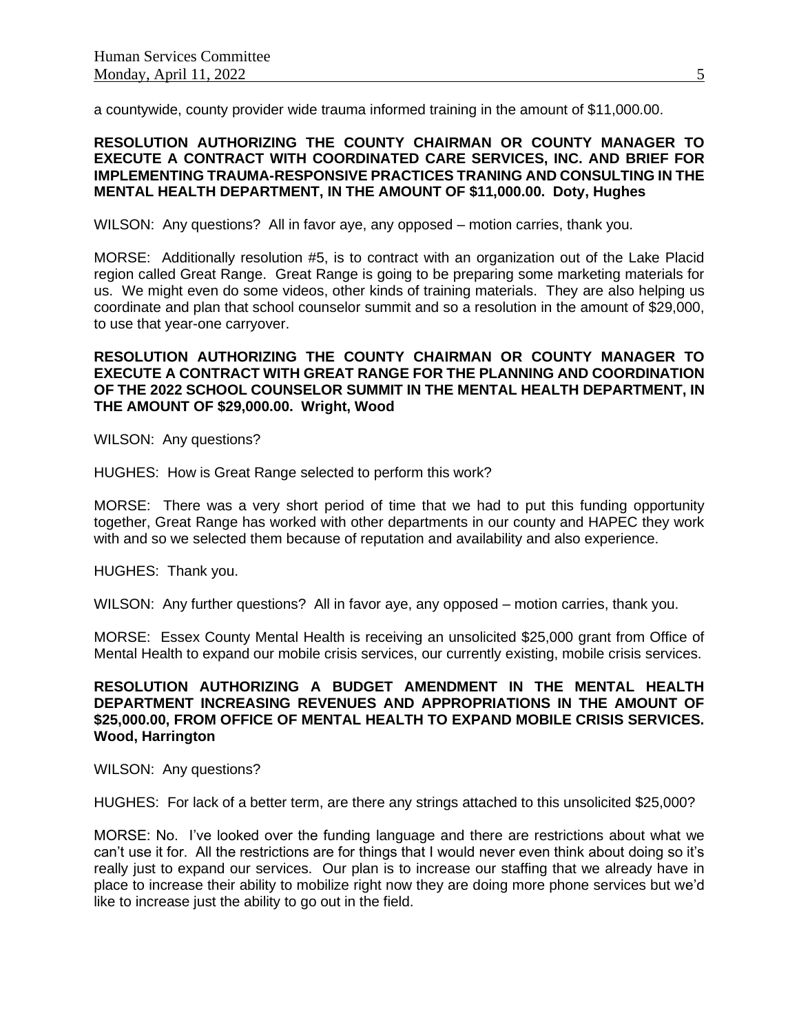a countywide, county provider wide trauma informed training in the amount of $11,000.00.

**RESOLUTION AUTHORIZING THE COUNTY CHAIRMAN OR COUNTY MANAGER TO EXECUTE A CONTRACT WITH COORDINATED CARE SERVICES, INC. AND BRIEF FOR IMPLEMENTING TRAUMA-RESPONSIVE PRACTICES TRANING AND CONSULTING IN THE MENTAL HEALTH DEPARTMENT, IN THE AMOUNT OF $11,000.00. Doty, Hughes**

WILSON: Any questions? All in favor aye, any opposed – motion carries, thank you.

MORSE: Additionally resolution #5, is to contract with an organization out of the Lake Placid region called Great Range. Great Range is going to be preparing some marketing materials for us. We might even do some videos, other kinds of training materials. They are also helping us coordinate and plan that school counselor summit and so a resolution in the amount of $29,000, to use that year-one carryover.

**RESOLUTION AUTHORIZING THE COUNTY CHAIRMAN OR COUNTY MANAGER TO EXECUTE A CONTRACT WITH GREAT RANGE FOR THE PLANNING AND COORDINATION OF THE 2022 SCHOOL COUNSELOR SUMMIT IN THE MENTAL HEALTH DEPARTMENT, IN THE AMOUNT OF $29,000.00. Wright, Wood**

WILSON: Any questions?

HUGHES: How is Great Range selected to perform this work?

MORSE: There was a very short period of time that we had to put this funding opportunity together, Great Range has worked with other departments in our county and HAPEC they work with and so we selected them because of reputation and availability and also experience.

HUGHES: Thank you.

WILSON: Any further questions? All in favor aye, any opposed – motion carries, thank you.

MORSE: Essex County Mental Health is receiving an unsolicited $25,000 grant from Office of Mental Health to expand our mobile crisis services, our currently existing, mobile crisis services.

**RESOLUTION AUTHORIZING A BUDGET AMENDMENT IN THE MENTAL HEALTH DEPARTMENT INCREASING REVENUES AND APPROPRIATIONS IN THE AMOUNT OF $25,000.00, FROM OFFICE OF MENTAL HEALTH TO EXPAND MOBILE CRISIS SERVICES. Wood, Harrington**

WILSON: Any questions?

HUGHES: For lack of a better term, are there any strings attached to this unsolicited $25,000?

MORSE: No. I've looked over the funding language and there are restrictions about what we can't use it for. All the restrictions are for things that I would never even think about doing so it's really just to expand our services. Our plan is to increase our staffing that we already have in place to increase their ability to mobilize right now they are doing more phone services but we'd like to increase just the ability to go out in the field.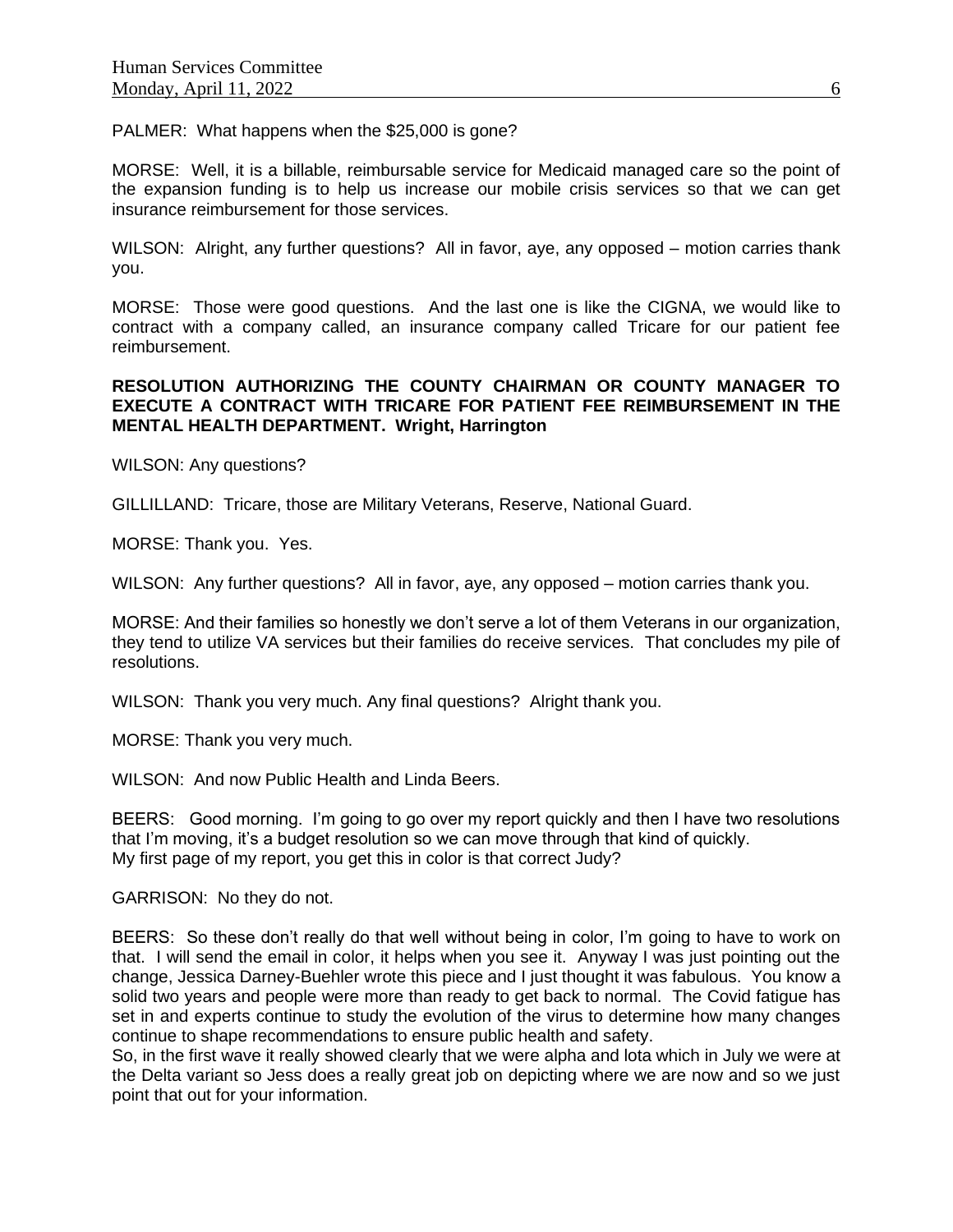PALMER: What happens when the $25,000 is gone?

MORSE: Well, it is a billable, reimbursable service for Medicaid managed care so the point of the expansion funding is to help us increase our mobile crisis services so that we can get insurance reimbursement for those services.

WILSON: Alright, any further questions? All in favor, aye, any opposed – motion carries thank you.

MORSE: Those were good questions. And the last one is like the CIGNA, we would like to contract with a company called, an insurance company called Tricare for our patient fee reimbursement.

**RESOLUTION AUTHORIZING THE COUNTY CHAIRMAN OR COUNTY MANAGER TO EXECUTE A CONTRACT WITH TRICARE FOR PATIENT FEE REIMBURSEMENT IN THE MENTAL HEALTH DEPARTMENT. Wright, Harrington**

WILSON: Any questions?

GILLILLAND: Tricare, those are Military Veterans, Reserve, National Guard.

MORSE: Thank you. Yes.

WILSON: Any further questions? All in favor, aye, any opposed – motion carries thank you.

MORSE: And their families so honestly we don't serve a lot of them Veterans in our organization, they tend to utilize VA services but their families do receive services. That concludes my pile of resolutions.

WILSON: Thank you very much. Any final questions? Alright thank you.

MORSE: Thank you very much.

WILSON: And now Public Health and Linda Beers.

BEERS: Good morning. I'm going to go over my report quickly and then I have two resolutions that I'm moving, it's a budget resolution so we can move through that kind of quickly. My first page of my report, you get this in color is that correct Judy?

GARRISON: No they do not.

BEERS: So these don't really do that well without being in color, I'm going to have to work on that. I will send the email in color, it helps when you see it. Anyway I was just pointing out the change, Jessica Darney-Buehler wrote this piece and I just thought it was fabulous. You know a solid two years and people were more than ready to get back to normal. The Covid fatigue has set in and experts continue to study the evolution of the virus to determine how many changes continue to shape recommendations to ensure public health and safety.
So, in the first wave it really showed clearly that we were alpha and lota which in July we were at the Delta variant so Jess does a really great job on depicting where we are now and so we just point that out for your information.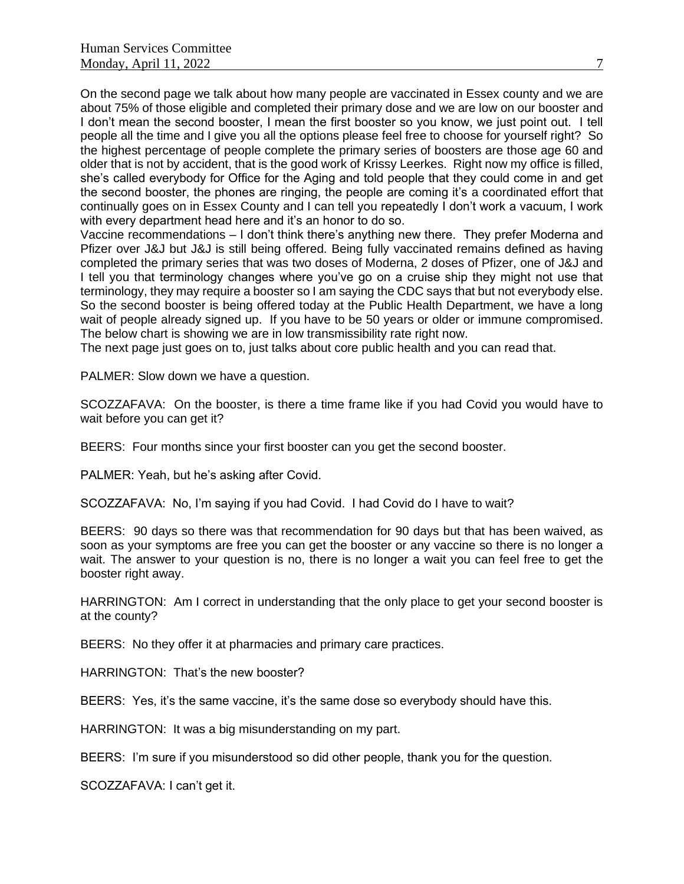On the second page we talk about how many people are vaccinated in Essex county and we are about 75% of those eligible and completed their primary dose and we are low on our booster and I don't mean the second booster, I mean the first booster so you know, we just point out. I tell people all the time and I give you all the options please feel free to choose for yourself right? So the highest percentage of people complete the primary series of boosters are those age 60 and older that is not by accident, that is the good work of Krissy Leerkes. Right now my office is filled, she's called everybody for Office for the Aging and told people that they could come in and get the second booster, the phones are ringing, the people are coming it's a coordinated effort that continually goes on in Essex County and I can tell you repeatedly I don't work a vacuum, I work with every department head here and it's an honor to do so.

Vaccine recommendations – I don't think there's anything new there. They prefer Moderna and Pfizer over J&J but J&J is still being offered. Being fully vaccinated remains defined as having completed the primary series that was two doses of Moderna, 2 doses of Pfizer, one of J&J and I tell you that terminology changes where you've go on a cruise ship they might not use that terminology, they may require a booster so I am saying the CDC says that but not everybody else. So the second booster is being offered today at the Public Health Department, we have a long wait of people already signed up. If you have to be 50 years or older or immune compromised. The below chart is showing we are in low transmissibility rate right now.

The next page just goes on to, just talks about core public health and you can read that.

PALMER: Slow down we have a question.

SCOZZAFAVA: On the booster, is there a time frame like if you had Covid you would have to wait before you can get it?

BEERS: Four months since your first booster can you get the second booster.

PALMER: Yeah, but he's asking after Covid.

SCOZZAFAVA: No, I'm saying if you had Covid. I had Covid do I have to wait?

BEERS: 90 days so there was that recommendation for 90 days but that has been waived, as soon as your symptoms are free you can get the booster or any vaccine so there is no longer a wait. The answer to your question is no, there is no longer a wait you can feel free to get the booster right away.

HARRINGTON: Am I correct in understanding that the only place to get your second booster is at the county?

BEERS: No they offer it at pharmacies and primary care practices.

HARRINGTON: That's the new booster?

BEERS: Yes, it's the same vaccine, it's the same dose so everybody should have this.

HARRINGTON: It was a big misunderstanding on my part.

BEERS: I'm sure if you misunderstood so did other people, thank you for the question.

SCOZZAFAVA: I can't get it.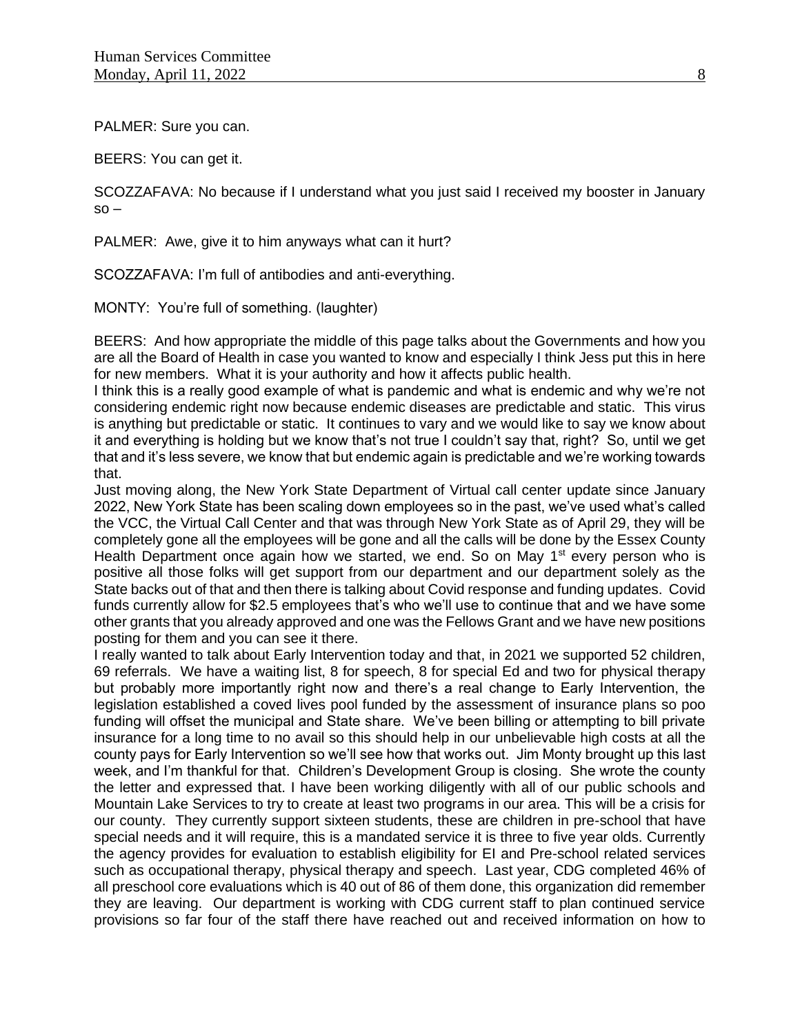PALMER: Sure you can.

BEERS: You can get it.

SCOZZAFAVA: No because if I understand what you just said I received my booster in January so –

PALMER: Awe, give it to him anyways what can it hurt?

SCOZZAFAVA: I'm full of antibodies and anti-everything.

MONTY: You're full of something. (laughter)

BEERS: And how appropriate the middle of this page talks about the Governments and how you are all the Board of Health in case you wanted to know and especially I think Jess put this in here for new members. What it is your authority and how it affects public health.
I think this is a really good example of what is pandemic and what is endemic and why we're not considering endemic right now because endemic diseases are predictable and static. This virus is anything but predictable or static. It continues to vary and we would like to say we know about it and everything is holding but we know that's not true I couldn't say that, right? So, until we get that and it's less severe, we know that but endemic again is predictable and we're working towards that.
Just moving along, the New York State Department of Virtual call center update since January 2022, New York State has been scaling down employees so in the past, we've used what's called the VCC, the Virtual Call Center and that was through New York State as of April 29, they will be completely gone all the employees will be gone and all the calls will be done by the Essex County Health Department once again how we started, we end. So on May 1st every person who is positive all those folks will get support from our department and our department solely as the State backs out of that and then there is talking about Covid response and funding updates. Covid funds currently allow for $2.5 employees that's who we'll use to continue that and we have some other grants that you already approved and one was the Fellows Grant and we have new positions posting for them and you can see it there.
I really wanted to talk about Early Intervention today and that, in 2021 we supported 52 children, 69 referrals. We have a waiting list, 8 for speech, 8 for special Ed and two for physical therapy but probably more importantly right now and there's a real change to Early Intervention, the legislation established a coved lives pool funded by the assessment of insurance plans so poo funding will offset the municipal and State share. We've been billing or attempting to bill private insurance for a long time to no avail so this should help in our unbelievable high costs at all the county pays for Early Intervention so we'll see how that works out. Jim Monty brought up this last week, and I'm thankful for that. Children's Development Group is closing. She wrote the county the letter and expressed that. I have been working diligently with all of our public schools and Mountain Lake Services to try to create at least two programs in our area. This will be a crisis for our county. They currently support sixteen students, these are children in pre-school that have special needs and it will require, this is a mandated service it is three to five year olds. Currently the agency provides for evaluation to establish eligibility for EI and Pre-school related services such as occupational therapy, physical therapy and speech. Last year, CDG completed 46% of all preschool core evaluations which is 40 out of 86 of them done, this organization did remember they are leaving. Our department is working with CDG current staff to plan continued service provisions so far four of the staff there have reached out and received information on how to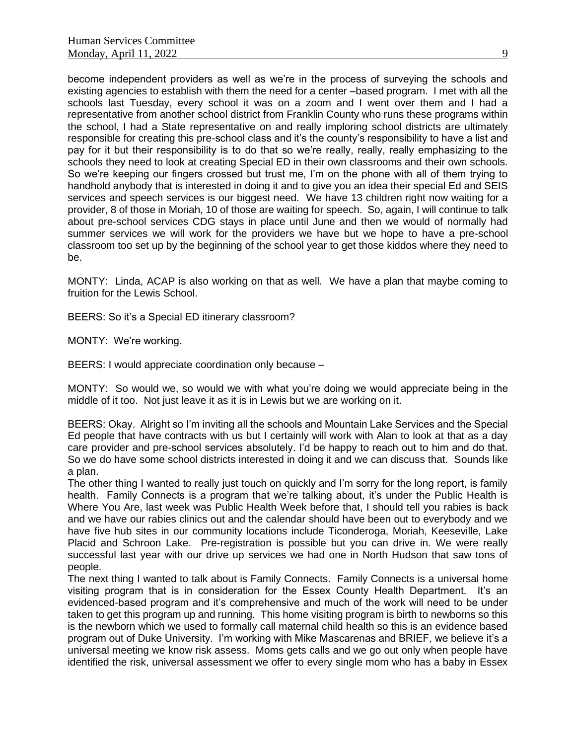become independent providers as well as we're in the process of surveying the schools and existing agencies to establish with them the need for a center –based program. I met with all the schools last Tuesday, every school it was on a zoom and I went over them and I had a representative from another school district from Franklin County who runs these programs within the school, I had a State representative on and really imploring school districts are ultimately responsible for creating this pre-school class and it's the county's responsibility to have a list and pay for it but their responsibility is to do that so we're really, really, really emphasizing to the schools they need to look at creating Special ED in their own classrooms and their own schools. So we're keeping our fingers crossed but trust me, I'm on the phone with all of them trying to handhold anybody that is interested in doing it and to give you an idea their special Ed and SEIS services and speech services is our biggest need. We have 13 children right now waiting for a provider, 8 of those in Moriah, 10 of those are waiting for speech. So, again, I will continue to talk about pre-school services CDG stays in place until June and then we would of normally had summer services we will work for the providers we have but we hope to have a pre-school classroom too set up by the beginning of the school year to get those kiddos where they need to be.

MONTY: Linda, ACAP is also working on that as well. We have a plan that maybe coming to fruition for the Lewis School.

BEERS: So it's a Special ED itinerary classroom?

MONTY: We're working.

BEERS: I would appreciate coordination only because –

MONTY: So would we, so would we with what you're doing we would appreciate being in the middle of it too. Not just leave it as it is in Lewis but we are working on it.

BEERS: Okay. Alright so I'm inviting all the schools and Mountain Lake Services and the Special Ed people that have contracts with us but I certainly will work with Alan to look at that as a day care provider and pre-school services absolutely. I'd be happy to reach out to him and do that. So we do have some school districts interested in doing it and we can discuss that. Sounds like a plan.

The other thing I wanted to really just touch on quickly and I'm sorry for the long report, is family health. Family Connects is a program that we're talking about, it's under the Public Health is Where You Are, last week was Public Health Week before that, I should tell you rabies is back and we have our rabies clinics out and the calendar should have been out to everybody and we have five hub sites in our community locations include Ticonderoga, Moriah, Keeseville, Lake Placid and Schroon Lake. Pre-registration is possible but you can drive in. We were really successful last year with our drive up services we had one in North Hudson that saw tons of people.

The next thing I wanted to talk about is Family Connects. Family Connects is a universal home visiting program that is in consideration for the Essex County Health Department. It's an evidenced-based program and it's comprehensive and much of the work will need to be under taken to get this program up and running. This home visiting program is birth to newborns so this is the newborn which we used to formally call maternal child health so this is an evidence based program out of Duke University. I'm working with Mike Mascarenas and BRIEF, we believe it's a universal meeting we know risk assess. Moms gets calls and we go out only when people have identified the risk, universal assessment we offer to every single mom who has a baby in Essex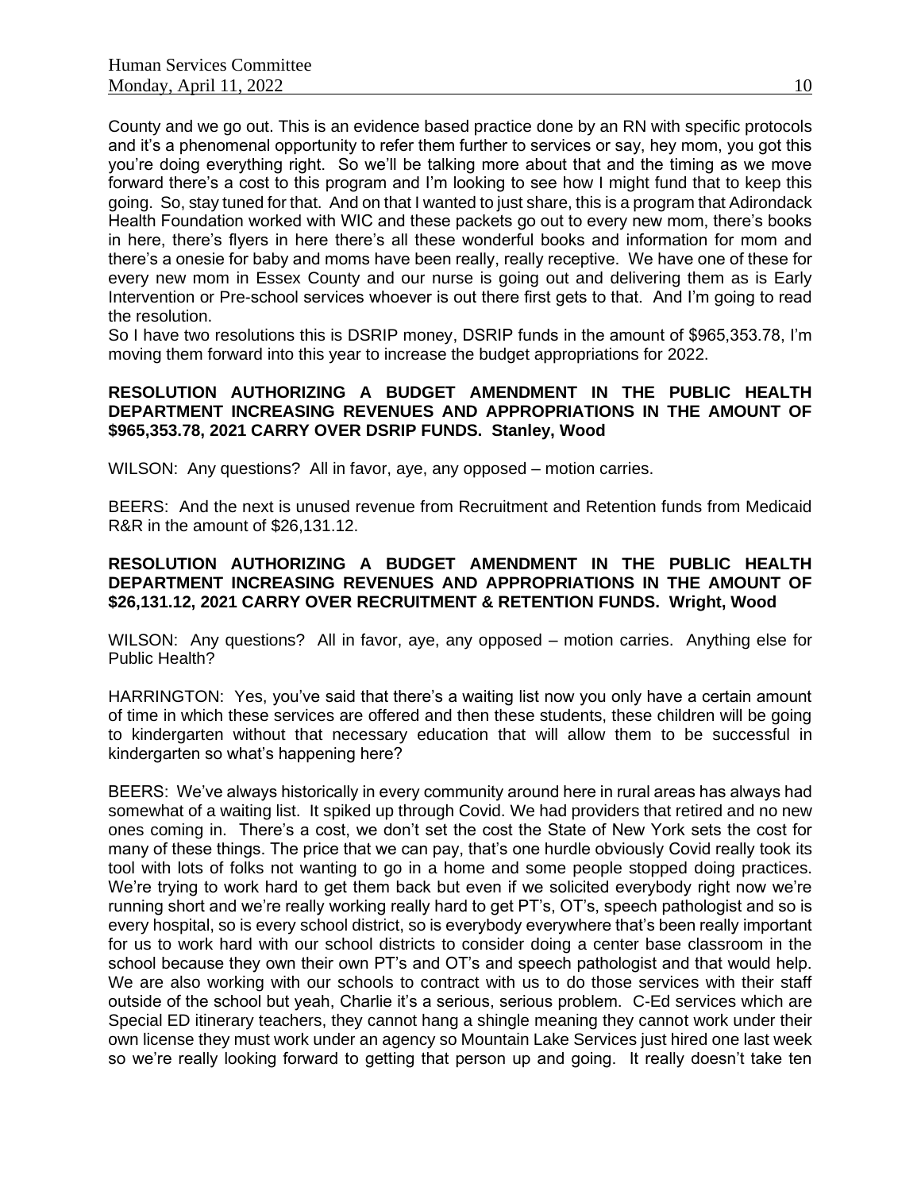County and we go out. This is an evidence based practice done by an RN with specific protocols and it's a phenomenal opportunity to refer them further to services or say, hey mom, you got this you're doing everything right. So we'll be talking more about that and the timing as we move forward there's a cost to this program and I'm looking to see how I might fund that to keep this going. So, stay tuned for that. And on that I wanted to just share, this is a program that Adirondack Health Foundation worked with WIC and these packets go out to every new mom, there's books in here, there's flyers in here there's all these wonderful books and information for mom and there's a onesie for baby and moms have been really, really receptive. We have one of these for every new mom in Essex County and our nurse is going out and delivering them as is Early Intervention or Pre-school services whoever is out there first gets to that. And I'm going to read the resolution.

So I have two resolutions this is DSRIP money, DSRIP funds in the amount of $965,353.78, I'm moving them forward into this year to increase the budget appropriations for 2022.

**RESOLUTION AUTHORIZING A BUDGET AMENDMENT IN THE PUBLIC HEALTH DEPARTMENT INCREASING REVENUES AND APPROPRIATIONS IN THE AMOUNT OF $965,353.78, 2021 CARRY OVER DSRIP FUNDS. Stanley, Wood**

WILSON: Any questions? All in favor, aye, any opposed – motion carries.

BEERS: And the next is unused revenue from Recruitment and Retention funds from Medicaid R&R in the amount of $26,131.12.

**RESOLUTION AUTHORIZING A BUDGET AMENDMENT IN THE PUBLIC HEALTH DEPARTMENT INCREASING REVENUES AND APPROPRIATIONS IN THE AMOUNT OF $26,131.12, 2021 CARRY OVER RECRUITMENT & RETENTION FUNDS. Wright, Wood**

WILSON: Any questions? All in favor, aye, any opposed – motion carries. Anything else for Public Health?

HARRINGTON: Yes, you've said that there's a waiting list now you only have a certain amount of time in which these services are offered and then these students, these children will be going to kindergarten without that necessary education that will allow them to be successful in kindergarten so what's happening here?

BEERS: We've always historically in every community around here in rural areas has always had somewhat of a waiting list. It spiked up through Covid. We had providers that retired and no new ones coming in. There's a cost, we don't set the cost the State of New York sets the cost for many of these things. The price that we can pay, that's one hurdle obviously Covid really took its tool with lots of folks not wanting to go in a home and some people stopped doing practices. We're trying to work hard to get them back but even if we solicited everybody right now we're running short and we're really working really hard to get PT's, OT's, speech pathologist and so is every hospital, so is every school district, so is everybody everywhere that's been really important for us to work hard with our school districts to consider doing a center base classroom in the school because they own their own PT's and OT's and speech pathologist and that would help. We are also working with our schools to contract with us to do those services with their staff outside of the school but yeah, Charlie it's a serious, serious problem. C-Ed services which are Special ED itinerary teachers, they cannot hang a shingle meaning they cannot work under their own license they must work under an agency so Mountain Lake Services just hired one last week so we're really looking forward to getting that person up and going. It really doesn't take ten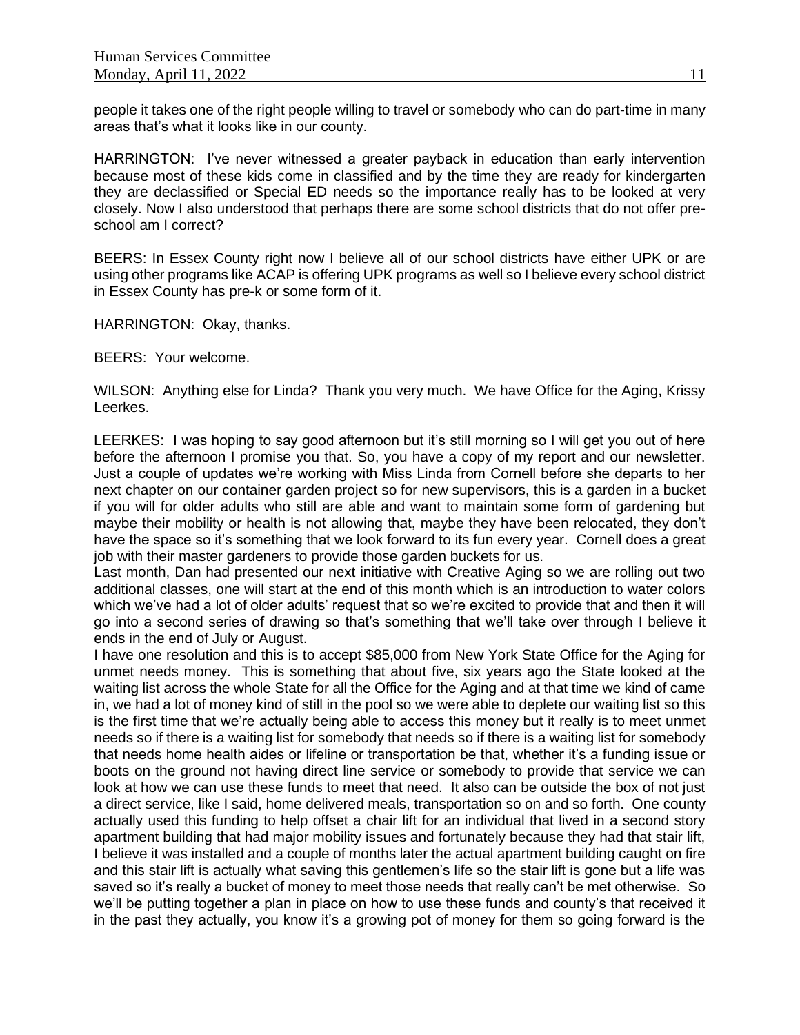people it takes one of the right people willing to travel or somebody who can do part-time in many areas that's what it looks like in our county.

HARRINGTON: I've never witnessed a greater payback in education than early intervention because most of these kids come in classified and by the time they are ready for kindergarten they are declassified or Special ED needs so the importance really has to be looked at very closely. Now I also understood that perhaps there are some school districts that do not offer pre-school am I correct?

BEERS: In Essex County right now I believe all of our school districts have either UPK or are using other programs like ACAP is offering UPK programs as well so I believe every school district in Essex County has pre-k or some form of it.

HARRINGTON: Okay, thanks.

BEERS: Your welcome.

WILSON: Anything else for Linda? Thank you very much. We have Office for the Aging, Krissy Leerkes.

LEERKES: I was hoping to say good afternoon but it's still morning so I will get you out of here before the afternoon I promise you that. So, you have a copy of my report and our newsletter. Just a couple of updates we're working with Miss Linda from Cornell before she departs to her next chapter on our container garden project so for new supervisors, this is a garden in a bucket if you will for older adults who still are able and want to maintain some form of gardening but maybe their mobility or health is not allowing that, maybe they have been relocated, they don't have the space so it's something that we look forward to its fun every year. Cornell does a great job with their master gardeners to provide those garden buckets for us.

Last month, Dan had presented our next initiative with Creative Aging so we are rolling out two additional classes, one will start at the end of this month which is an introduction to water colors which we've had a lot of older adults' request that so we're excited to provide that and then it will go into a second series of drawing so that's something that we'll take over through I believe it ends in the end of July or August.

I have one resolution and this is to accept $85,000 from New York State Office for the Aging for unmet needs money. This is something that about five, six years ago the State looked at the waiting list across the whole State for all the Office for the Aging and at that time we kind of came in, we had a lot of money kind of still in the pool so we were able to deplete our waiting list so this is the first time that we're actually being able to access this money but it really is to meet unmet needs so if there is a waiting list for somebody that needs so if there is a waiting list for somebody that needs home health aides or lifeline or transportation be that, whether it's a funding issue or boots on the ground not having direct line service or somebody to provide that service we can look at how we can use these funds to meet that need. It also can be outside the box of not just a direct service, like I said, home delivered meals, transportation so on and so forth. One county actually used this funding to help offset a chair lift for an individual that lived in a second story apartment building that had major mobility issues and fortunately because they had that stair lift, I believe it was installed and a couple of months later the actual apartment building caught on fire and this stair lift is actually what saving this gentlemen's life so the stair lift is gone but a life was saved so it's really a bucket of money to meet those needs that really can't be met otherwise. So we'll be putting together a plan in place on how to use these funds and county's that received it in the past they actually, you know it's a growing pot of money for them so going forward is the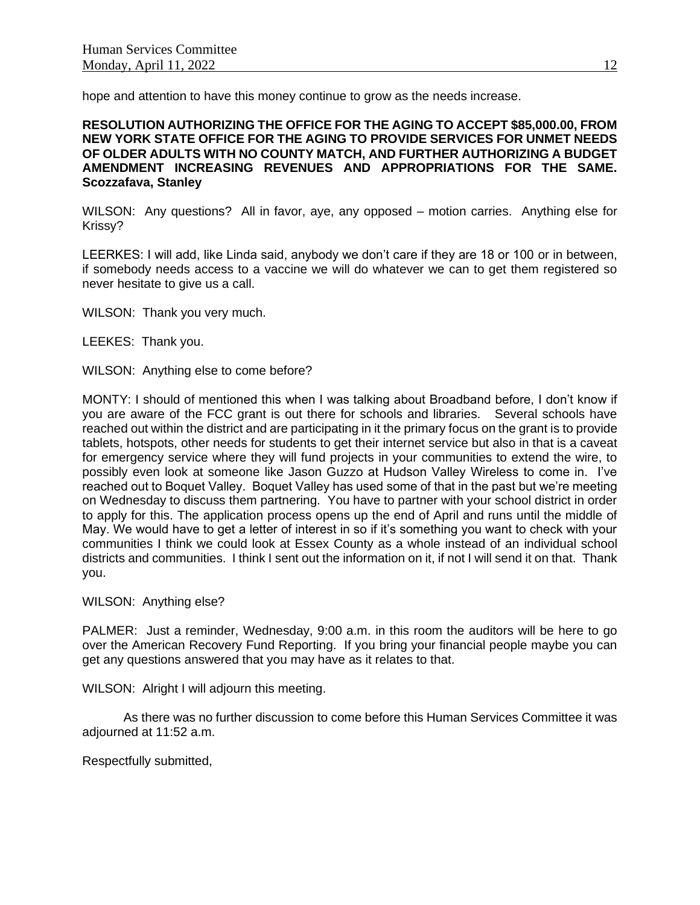hope and attention to have this money continue to grow as the needs increase.

**RESOLUTION AUTHORIZING THE OFFICE FOR THE AGING TO ACCEPT $85,000.00, FROM NEW YORK STATE OFFICE FOR THE AGING TO PROVIDE SERVICES FOR UNMET NEEDS OF OLDER ADULTS WITH NO COUNTY MATCH, AND FURTHER AUTHORIZING A BUDGET AMENDMENT INCREASING REVENUES AND APPROPRIATIONS FOR THE SAME. Scozzafava, Stanley**

WILSON: Any questions? All in favor, aye, any opposed – motion carries. Anything else for Krissy?

LEERKES: I will add, like Linda said, anybody we don't care if they are 18 or 100 or in between, if somebody needs access to a vaccine we will do whatever we can to get them registered so never hesitate to give us a call.

WILSON: Thank you very much.

LEEKES: Thank you.

WILSON: Anything else to come before?

MONTY: I should of mentioned this when I was talking about Broadband before, I don't know if you are aware of the FCC grant is out there for schools and libraries. Several schools have reached out within the district and are participating in it the primary focus on the grant is to provide tablets, hotspots, other needs for students to get their internet service but also in that is a caveat for emergency service where they will fund projects in your communities to extend the wire, to possibly even look at someone like Jason Guzzo at Hudson Valley Wireless to come in. I've reached out to Boquet Valley. Boquet Valley has used some of that in the past but we're meeting on Wednesday to discuss them partnering. You have to partner with your school district in order to apply for this. The application process opens up the end of April and runs until the middle of May. We would have to get a letter of interest in so if it's something you want to check with your communities I think we could look at Essex County as a whole instead of an individual school districts and communities. I think I sent out the information on it, if not I will send it on that. Thank you.

WILSON: Anything else?

PALMER: Just a reminder, Wednesday, 9:00 a.m. in this room the auditors will be here to go over the American Recovery Fund Reporting. If you bring your financial people maybe you can get any questions answered that you may have as it relates to that.

WILSON: Alright I will adjourn this meeting.

As there was no further discussion to come before this Human Services Committee it was adjourned at 11:52 a.m.

Respectfully submitted,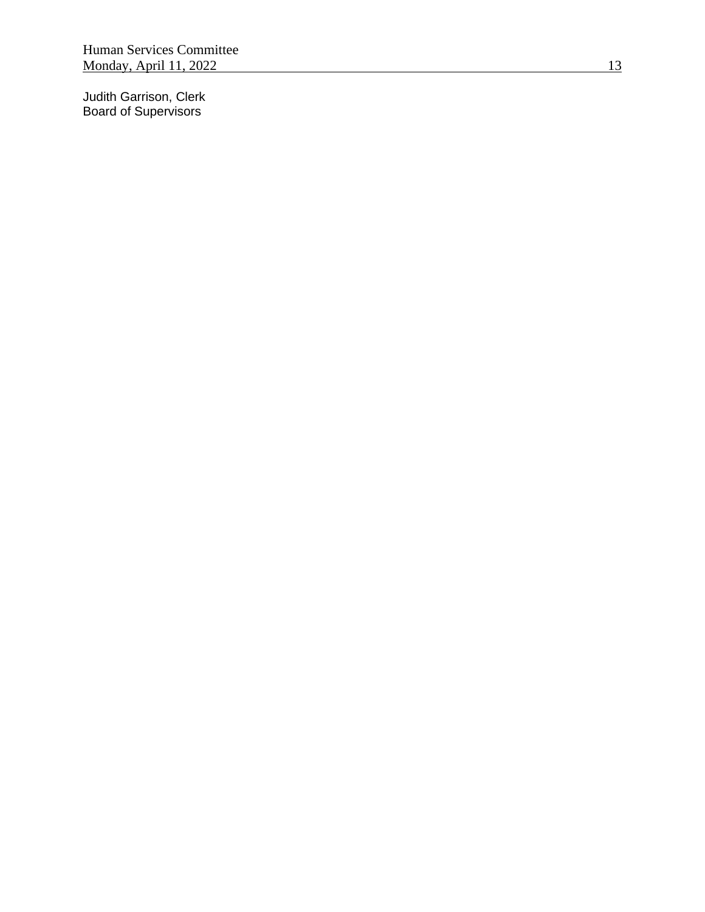Judith Garrison, Clerk
Board of Supervisors